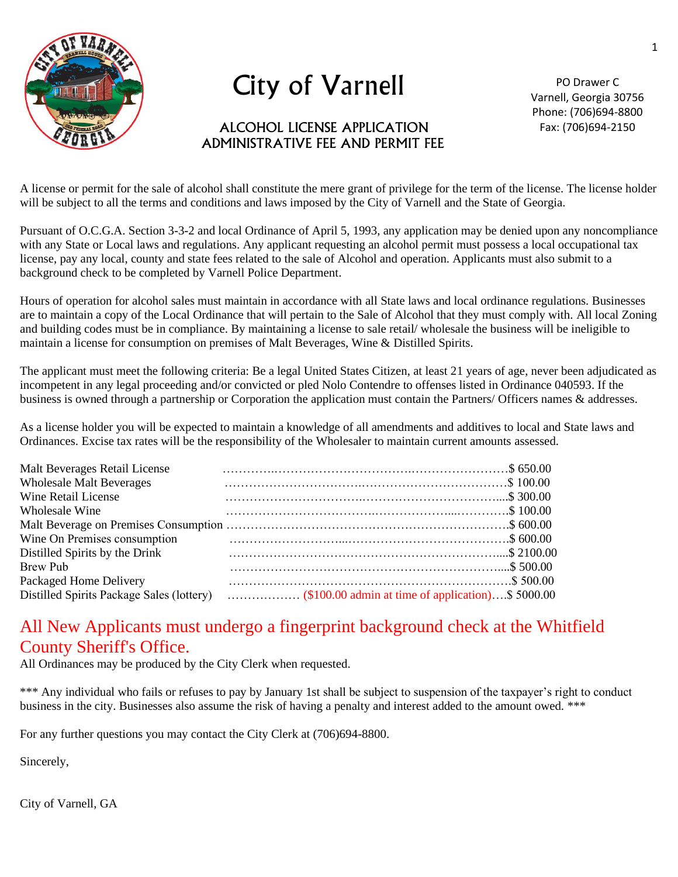# City of Varnell

PO Drawer C
Varnell, Georgia 30756
Phone: (706)694-8800
Fax: (706)694-2150

## ALCOHOL LICENSE APPLICATION ADMINISTRATIVE FEE AND PERMIT FEE

A license or permit for the sale of alcohol shall constitute the mere grant of privilege for the term of the license. The license holder will be subject to all the terms and conditions and laws imposed by the City of Varnell and the State of Georgia.

Pursuant of O.C.G.A. Section 3-3-2 and local Ordinance of April 5, 1993, any application may be denied upon any noncompliance with any State or Local laws and regulations. Any applicant requesting an alcohol permit must possess a local occupational tax license, pay any local, county and state fees related to the sale of Alcohol and operation. Applicants must also submit to a background check to be completed by Varnell Police Department.

Hours of operation for alcohol sales must maintain in accordance with all State laws and local ordinance regulations. Businesses are to maintain a copy of the Local Ordinance that will pertain to the Sale of Alcohol that they must comply with. All local Zoning and building codes must be in compliance. By maintaining a license to sale retail/ wholesale the business will be ineligible to maintain a license for consumption on premises of Malt Beverages, Wine & Distilled Spirits.

The applicant must meet the following criteria: Be a legal United States Citizen, at least 21 years of age, never been adjudicated as incompetent in any legal proceeding and/or convicted or pled Nolo Contendre to offenses listed in Ordinance 040593. If the business is owned through a partnership or Corporation the application must contain the Partners/ Officers names & addresses.

As a license holder you will be expected to maintain a knowledge of all amendments and additives to local and State laws and Ordinances. Excise tax rates will be the responsibility of the Wholesaler to maintain current amounts assessed.

| License | Fee |
|---|---|
| Malt Beverages Retail License | $ 650.00 |
| Wholesale Malt Beverages | $ 100.00 |
| Wine Retail License | $ 300.00 |
| Wholesale Wine | $ 100.00 |
| Malt Beverage on Premises Consumption | $ 600.00 |
| Wine On Premises consumption | $ 600.00 |
| Distilled Spirits by the Drink | $ 2100.00 |
| Brew Pub | $ 500.00 |
| Packaged Home Delivery | $ 500.00 |
| Distilled Spirits Package Sales (lottery) ($100.00 admin at time of application) | $ 5000.00 |

## All New Applicants must undergo a fingerprint background check at the Whitfield County Sheriff's Office.

All Ordinances may be produced by the City Clerk when requested.

*** Any individual who fails or refuses to pay by January 1st shall be subject to suspension of the taxpayer's right to conduct business in the city. Businesses also assume the risk of having a penalty and interest added to the amount owed. ***

For any further questions you may contact the City Clerk at (706)694-8800.

Sincerely,

City of Varnell, GA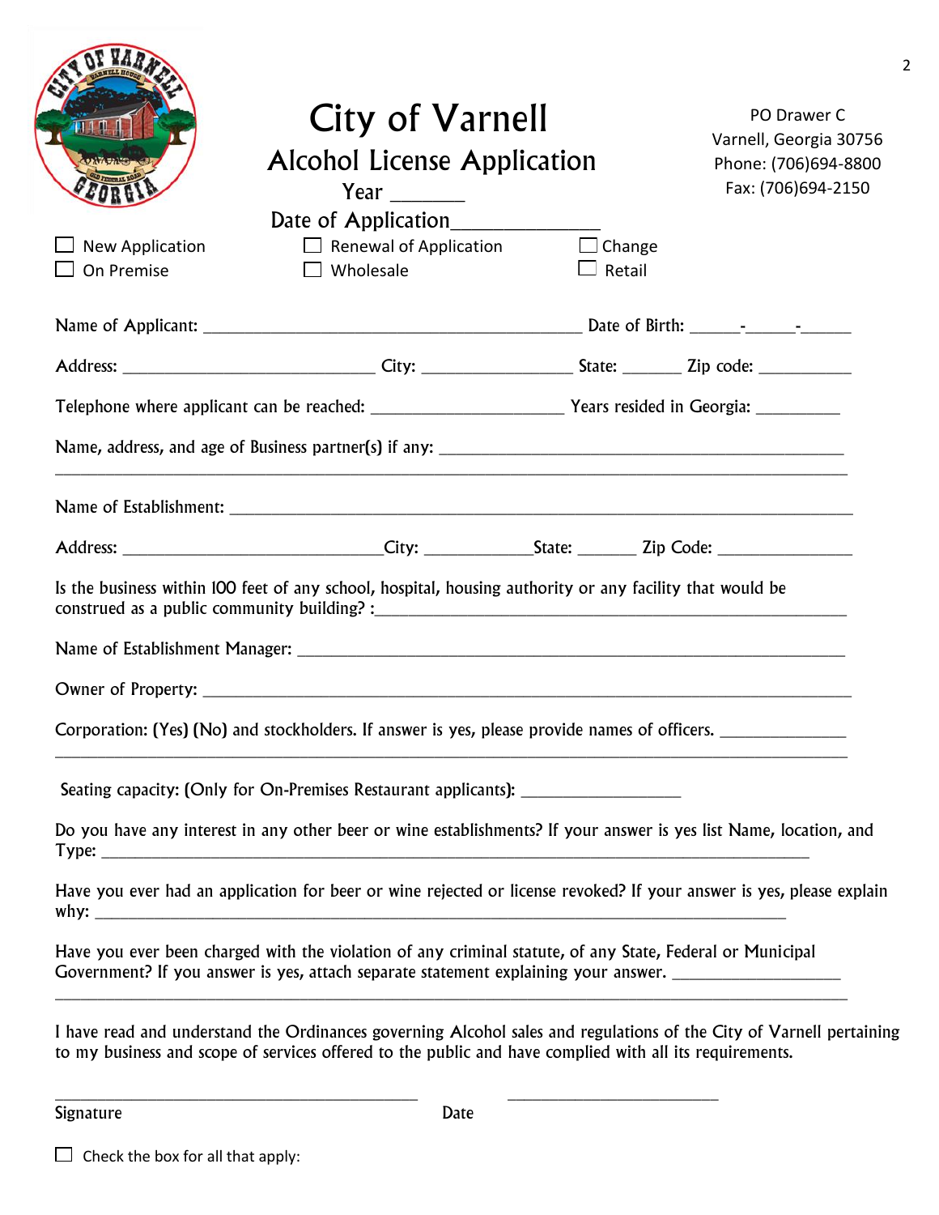# City of Varnell

## Alcohol License Application

Year _______

Date of Application______________

PO Drawer C
Varnell, Georgia 30756
Phone: (706)694-8800
Fax: (706)694-2150

☐ New Application ☐ Renewal of Application ☐ Change

☐ On Premise ☐ Wholesale ☐ Retail

Name of Applicant: ___________________________________________ Date of Birth: ______-______-______

Address: ____________________________ City: ________________ State: _______ Zip code: __________

Telephone where applicant can be reached: _____________________ Years resided in Georgia: _________

Name, address, and age of Business partner(s) if any: ____________________________________________
_______________________________________________________________________________________

Name of Establishment: ___________________________________________________________________

Address: ______________________________City: ____________State: _______ Zip Code: ______________

Is the business within 100 feet of any school, hospital, housing authority or any facility that would be construed as a public community building? :______________________________________________________

Name of Establishment Manager: ____________________________________________________________

Owner of Property: _______________________________________________________________________

Corporation: (Yes) (No) and stockholders. If answer is yes, please provide names of officers. ______________
_______________________________________________________________________________________

Seating capacity: (Only for On-Premises Restaurant applicants): __________________

Do you have any interest in any other beer or wine establishments? If your answer is yes list Name, location, and Type: _________________________________________________________________________________

Have you ever had an application for beer or wine rejected or license revoked? If your answer is yes, please explain why: _______________________________________________________________________________

Have you ever been charged with the violation of any criminal statute, of any State, Federal or Municipal Government? If you answer is yes, attach separate statement explaining your answer. ___________________
_______________________________________________________________________________________

I have read and understand the Ordinances governing Alcohol sales and regulations of the City of Varnell pertaining to my business and scope of services offered to the public and have complied with all its requirements.

__________________________________________ ________________________

Signature Date

☐ Check the box for all that apply: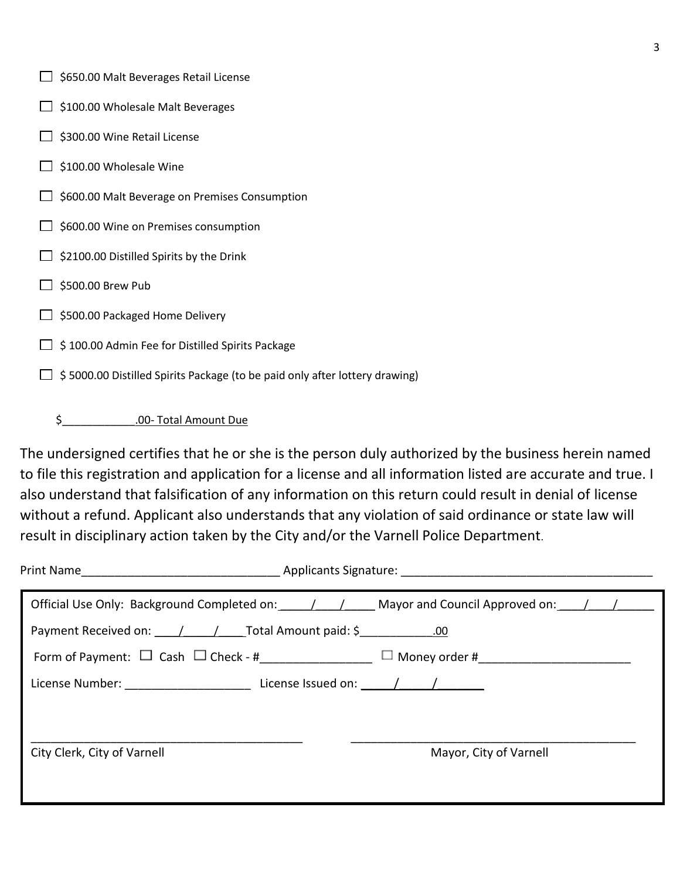- ☐ $650.00 Malt Beverages Retail License
- ☐ $100.00 Wholesale Malt Beverages
- ☐ $300.00 Wine Retail License
- ☐ $100.00 Wholesale Wine
- ☐ $600.00 Malt Beverage on Premises Consumption
- ☐ $600.00 Wine on Premises consumption
- ☐ $2100.00 Distilled Spirits by the Drink
- ☐ $500.00 Brew Pub
- ☐ $500.00 Packaged Home Delivery
- ☐ $ 100.00 Admin Fee for Distilled Spirits Package
- ☐ $ 5000.00 Distilled Spirits Package (to be paid only after lottery drawing)

$____________.00- Total Amount Due

The undersigned certifies that he or she is the person duly authorized by the business herein named to file this registration and application for a license and all information listed are accurate and true. I also understand that falsification of any information on this return could result in denial of license without a refund. Applicant also understands that any violation of said ordinance or state law will result in disciplinary action taken by the City and/or the Varnell Police Department.

Print Name______________________________ Applicants Signature: ______________________________________

---

Official Use Only: Background Completed on:_____/____/_____ Mayor and Council Approved on:____/____/______

Payment Received on: ____/_____/____Total Amount paid: $___________.00

Form of Payment: ☐ Cash ☐ Check - #_________________ ☐ Money order #______________________

License Number: ___________________ License Issued on: _____/_____/_______

__________________________________________ ____________________________________________

City Clerk, City of Varnell Mayor, City of Varnell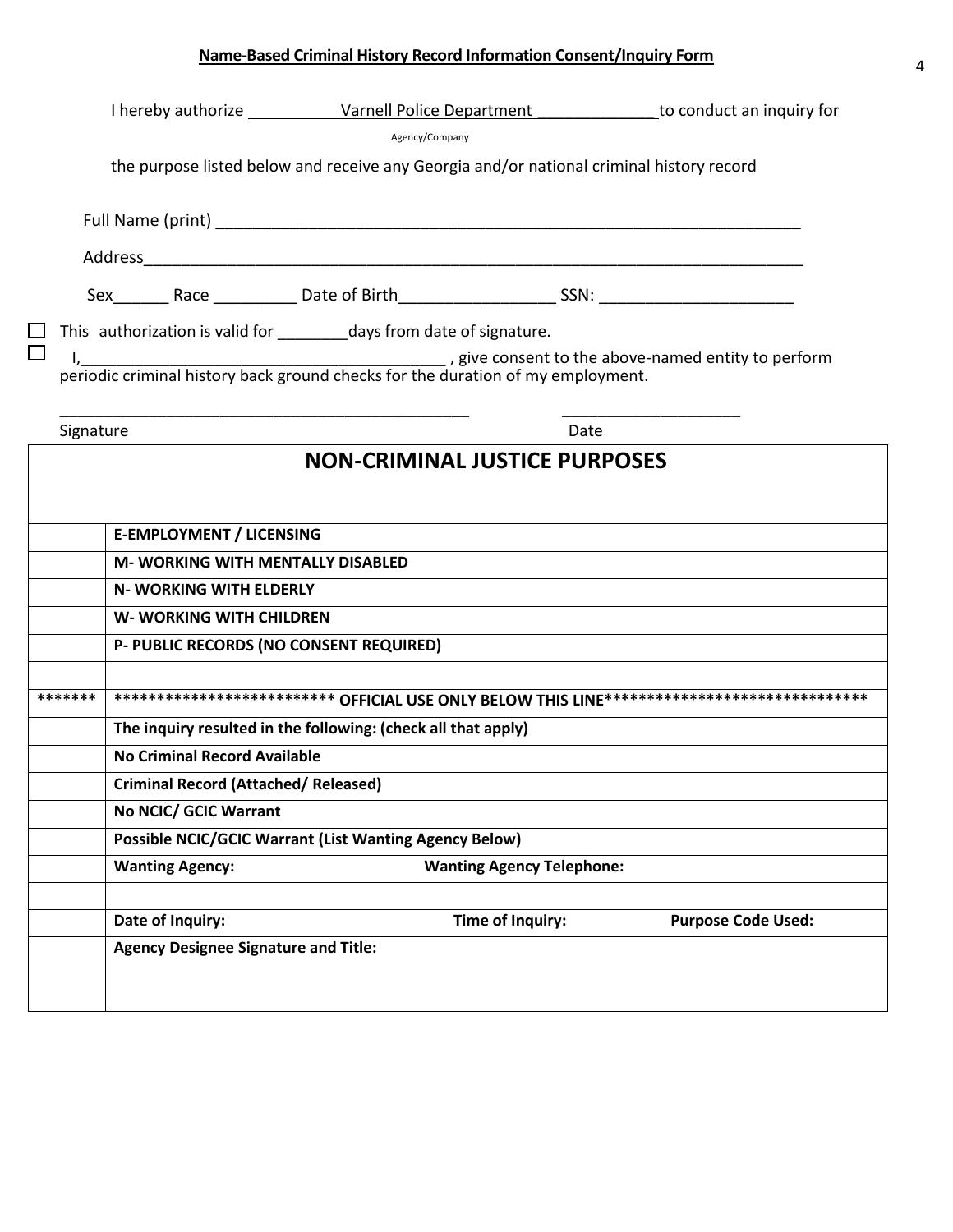## Name-Based Criminal History Record Information Consent/Inquiry Form

I hereby authorize ___________Varnell Police Department______________to conduct an inquiry for

Agency/Company

the purpose listed below and receive any Georgia and/or national criminal history record

Full Name (print) ____________________________________________________________________

Address______________________________________________________________________________

Sex______ Race _________ Date of Birth_________________ SSN: ______________________

☐ This authorization is valid for ________days from date of signature.

☐ I,_________________________________________ , give consent to the above-named entity to perform periodic criminal history back ground checks for the duration of my employment.

_______________________________________________ ____________________

Signature Date

| | NON-CRIMINAL JUSTICE PURPOSES | | |
|---|---|---|---|
| | **E-EMPLOYMENT / LICENSING** | | |
| | **M- WORKING WITH MENTALLY DISABLED** | | |
| | **N- WORKING WITH ELDERLY** | | |
| | **W- WORKING WITH CHILDREN** | | |
| | **P- PUBLIC RECORDS (NO CONSENT REQUIRED)** | | |
| | | | |
| ******* | ************************** **OFFICIAL USE ONLY BELOW THIS LINE** ******************************* | | |
| | **The inquiry resulted in the following: (check all that apply)** | | |
| | **No Criminal Record Available** | | |
| | **Criminal Record (Attached/ Released)** | | |
| | **No NCIC/ GCIC Warrant** | | |
| | **Possible NCIC/GCIC Warrant (List Wanting Agency Below)** | | |
| | **Wanting Agency:** | **Wanting Agency Telephone:** | |
| | | | |
| | **Date of Inquiry:** | **Time of Inquiry:** | **Purpose Code Used:** |
| | **Agency Designee Signature and Title:** | | |